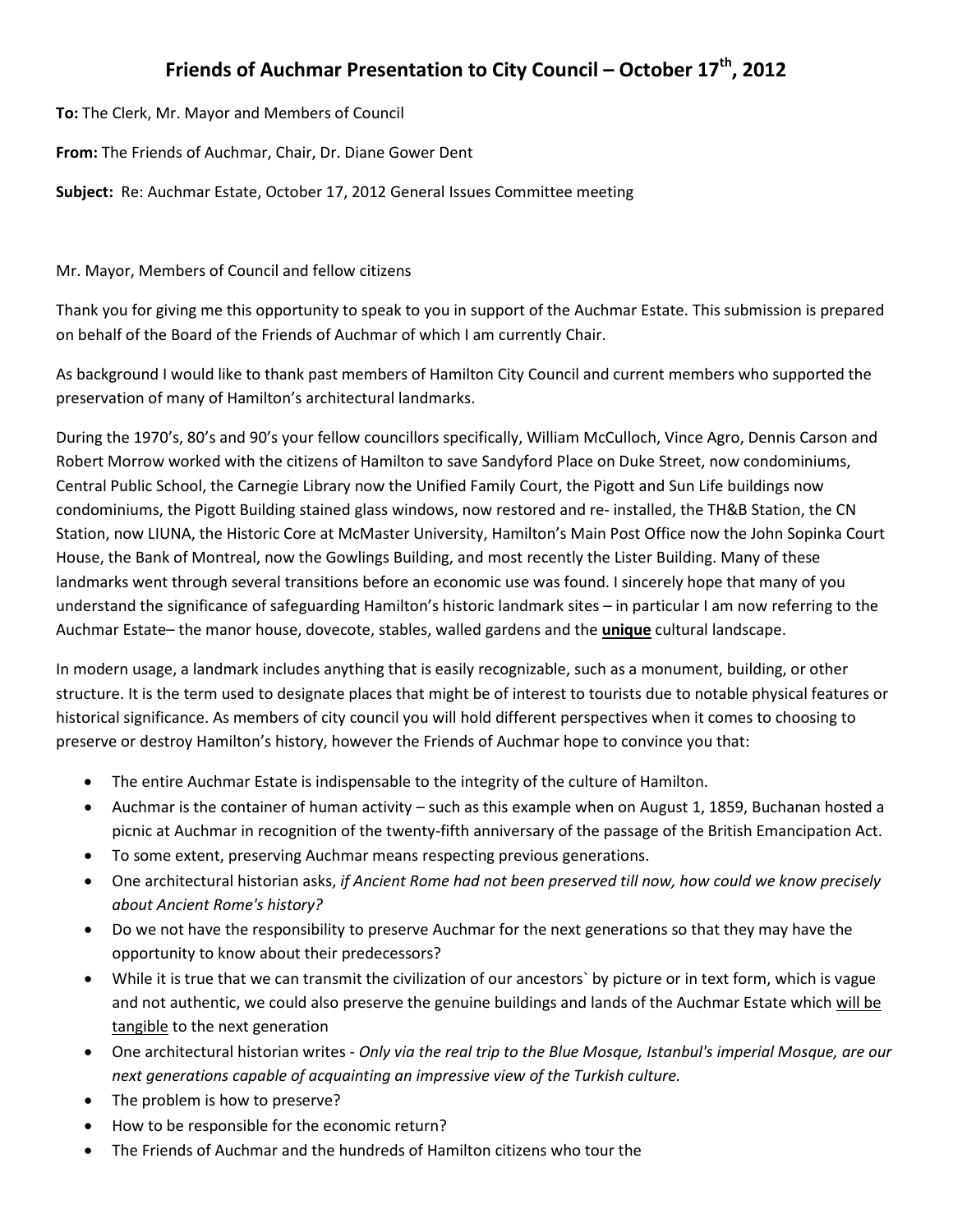# Friends of Auchmar Presentation to City Council – October 17th, 2012

**To:** The Clerk, Mr. Mayor and Members of Council

**From:** The Friends of Auchmar, Chair, Dr. Diane Gower Dent

**Subject:** Re: Auchmar Estate, October 17, 2012 General Issues Committee meeting

Mr. Mayor, Members of Council and fellow citizens

Thank you for giving me this opportunity to speak to you in support of the Auchmar Estate. This submission is prepared on behalf of the Board of the Friends of Auchmar of which I am currently Chair.

As background I would like to thank past members of Hamilton City Council and current members who supported the preservation of many of Hamilton's architectural landmarks.

During the 1970's, 80's and 90's your fellow councillors specifically, William McCulloch, Vince Agro, Dennis Carson and Robert Morrow worked with the citizens of Hamilton to save Sandyford Place on Duke Street, now condominiums, Central Public School, the Carnegie Library now the Unified Family Court, the Pigott and Sun Life buildings now condominiums, the Pigott Building stained glass windows, now restored and re- installed, the TH&B Station, the CN Station, now LIUNA, the Historic Core at McMaster University, Hamilton's Main Post Office now the John Sopinka Court House, the Bank of Montreal, now the Gowlings Building, and most recently the Lister Building. Many of these landmarks went through several transitions before an economic use was found. I sincerely hope that many of you understand the significance of safeguarding Hamilton's historic landmark sites – in particular I am now referring to the Auchmar Estate– the manor house, dovecote, stables, walled gardens and the <u>**unique**</u> cultural landscape.

In modern usage, a landmark includes anything that is easily recognizable, such as a monument, building, or other structure. It is the term used to designate places that might be of interest to tourists due to notable physical features or historical significance. As members of city council you will hold different perspectives when it comes to choosing to preserve or destroy Hamilton's history, however the Friends of Auchmar hope to convince you that:

- The entire Auchmar Estate is indispensable to the integrity of the culture of Hamilton.
- Auchmar is the container of human activity – such as this example when on August 1, 1859, Buchanan hosted a picnic at Auchmar in recognition of the twenty-fifth anniversary of the passage of the British Emancipation Act.
- To some extent, preserving Auchmar means respecting previous generations.
- One architectural historian asks, *if Ancient Rome had not been preserved till now, how could we know precisely about Ancient Rome's history?*
- Do we not have the responsibility to preserve Auchmar for the next generations so that they may have the opportunity to know about their predecessors?
- While it is true that we can transmit the civilization of our ancestors` by picture or in text form, which is vague and not authentic, we could also preserve the genuine buildings and lands of the Auchmar Estate which <u>will be tangible</u> to the next generation
- One architectural historian writes - *Only via the real trip to the Blue Mosque, Istanbul's imperial Mosque, are our next generations capable of acquainting an impressive view of the Turkish culture.*
- The problem is how to preserve?
- How to be responsible for the economic return?
- The Friends of Auchmar and the hundreds of Hamilton citizens who tour the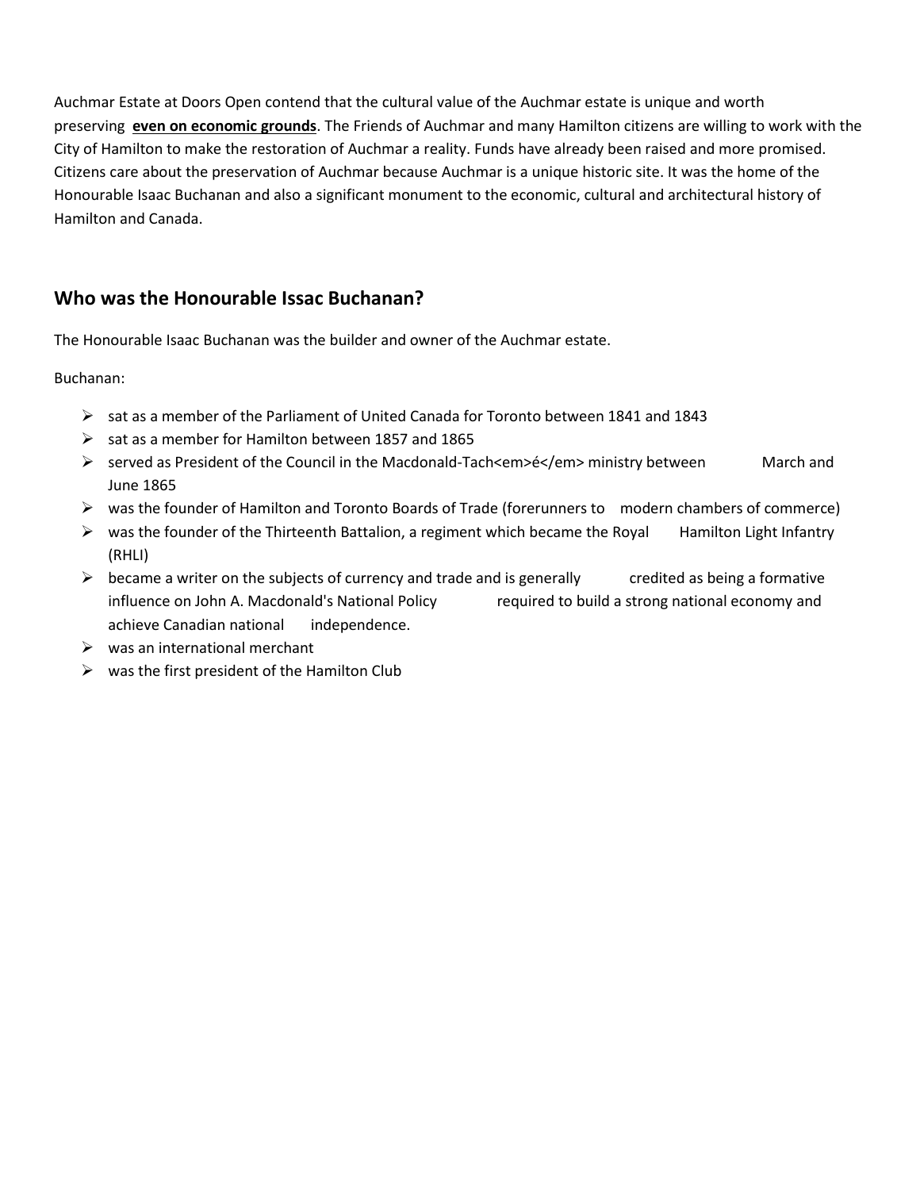Auchmar Estate at Doors Open contend that the cultural value of the Auchmar estate is unique and worth preserving **even on economic grounds**. The Friends of Auchmar and many Hamilton citizens are willing to work with the City of Hamilton to make the restoration of Auchmar a reality. Funds have already been raised and more promised. Citizens care about the preservation of Auchmar because Auchmar is a unique historic site. It was the home of the Honourable Isaac Buchanan and also a significant monument to the economic, cultural and architectural history of Hamilton and Canada.

## Who was the Honourable Issac Buchanan?

The Honourable Isaac Buchanan was the builder and owner of the Auchmar estate.

Buchanan:

- sat as a member of the Parliament of United Canada for Toronto between 1841 and 1843
- sat as a member for Hamilton between 1857 and 1865
- served as President of the Council in the Macdonald-Tach<em>é</em> ministry between March and June 1865
- was the founder of Hamilton and Toronto Boards of Trade (forerunners to modern chambers of commerce)
- was the founder of the Thirteenth Battalion, a regiment which became the Royal Hamilton Light Infantry (RHLI)
- became a writer on the subjects of currency and trade and is generally credited as being a formative influence on John A. Macdonald's National Policy required to build a strong national economy and achieve Canadian national independence.
- was an international merchant
- was the first president of the Hamilton Club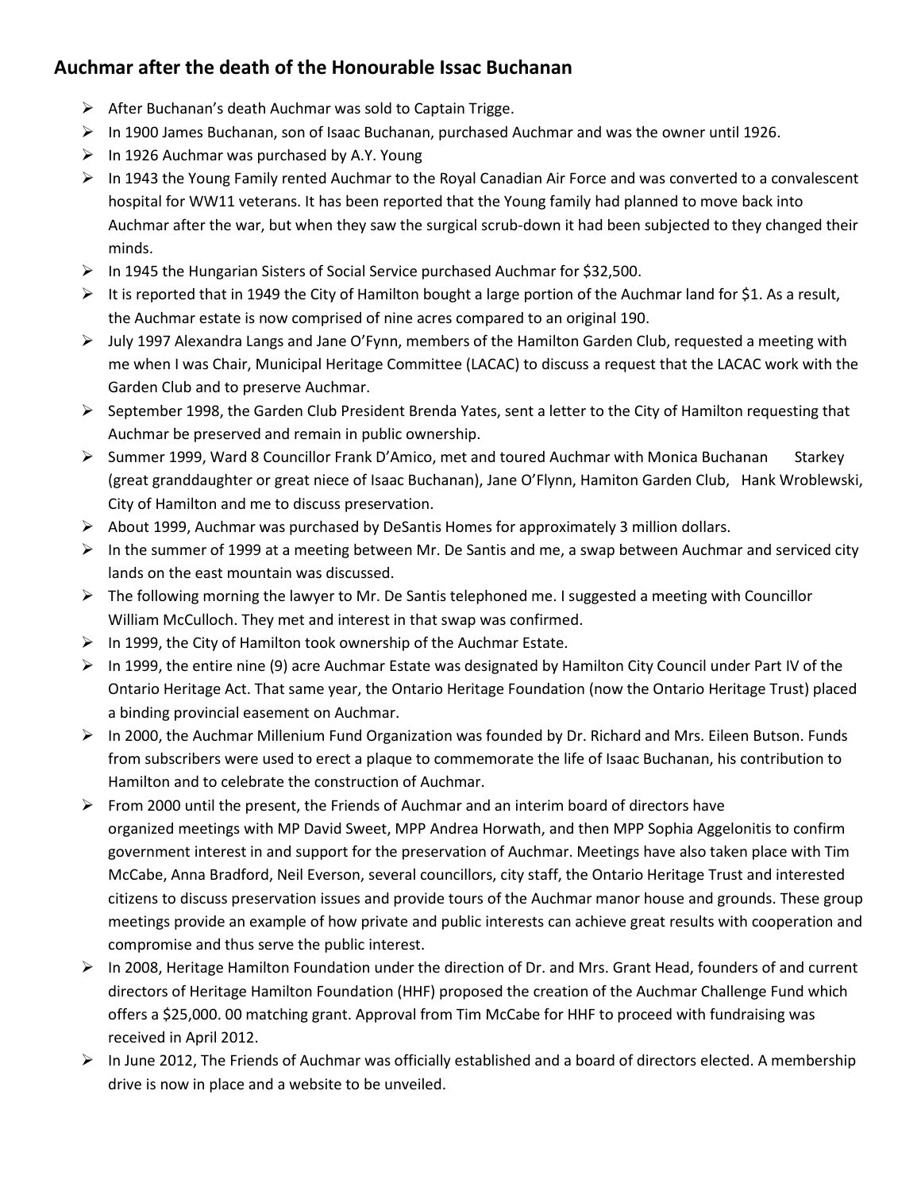## Auchmar after the death of the Honourable Issac Buchanan

- After Buchanan's death Auchmar was sold to Captain Trigge.
- In 1900 James Buchanan, son of Isaac Buchanan, purchased Auchmar and was the owner until 1926.
- In 1926 Auchmar was purchased by A.Y. Young
- In 1943 the Young Family rented Auchmar to the Royal Canadian Air Force and was converted to a convalescent hospital for WW11 veterans. It has been reported that the Young family had planned to move back into Auchmar after the war, but when they saw the surgical scrub-down it had been subjected to they changed their minds.
- In 1945 the Hungarian Sisters of Social Service purchased Auchmar for $32,500.
- It is reported that in 1949 the City of Hamilton bought a large portion of the Auchmar land for $1. As a result, the Auchmar estate is now comprised of nine acres compared to an original 190.
- July 1997 Alexandra Langs and Jane O'Fynn, members of the Hamilton Garden Club, requested a meeting with me when I was Chair, Municipal Heritage Committee (LACAC) to discuss a request that the LACAC work with the Garden Club and to preserve Auchmar.
- September 1998, the Garden Club President Brenda Yates, sent a letter to the City of Hamilton requesting that Auchmar be preserved and remain in public ownership.
- Summer 1999, Ward 8 Councillor Frank D'Amico, met and toured Auchmar with Monica Buchanan Starkey (great granddaughter or great niece of Isaac Buchanan), Jane O'Flynn, Hamiton Garden Club, Hank Wroblewski, City of Hamilton and me to discuss preservation.
- About 1999, Auchmar was purchased by DeSantis Homes for approximately 3 million dollars.
- In the summer of 1999 at a meeting between Mr. De Santis and me, a swap between Auchmar and serviced city lands on the east mountain was discussed.
- The following morning the lawyer to Mr. De Santis telephoned me. I suggested a meeting with Councillor William McCulloch. They met and interest in that swap was confirmed.
- In 1999, the City of Hamilton took ownership of the Auchmar Estate.
- In 1999, the entire nine (9) acre Auchmar Estate was designated by Hamilton City Council under Part IV of the Ontario Heritage Act. That same year, the Ontario Heritage Foundation (now the Ontario Heritage Trust) placed a binding provincial easement on Auchmar.
- In 2000, the Auchmar Millenium Fund Organization was founded by Dr. Richard and Mrs. Eileen Butson. Funds from subscribers were used to erect a plaque to commemorate the life of Isaac Buchanan, his contribution to Hamilton and to celebrate the construction of Auchmar.
- From 2000 until the present, the Friends of Auchmar and an interim board of directors have organized meetings with MP David Sweet, MPP Andrea Horwath, and then MPP Sophia Aggelonitis to confirm government interest in and support for the preservation of Auchmar. Meetings have also taken place with Tim McCabe, Anna Bradford, Neil Everson, several councillors, city staff, the Ontario Heritage Trust and interested citizens to discuss preservation issues and provide tours of the Auchmar manor house and grounds. These group meetings provide an example of how private and public interests can achieve great results with cooperation and compromise and thus serve the public interest.
- In 2008, Heritage Hamilton Foundation under the direction of Dr. and Mrs. Grant Head, founders of and current directors of Heritage Hamilton Foundation (HHF) proposed the creation of the Auchmar Challenge Fund which offers a $25,000. 00 matching grant. Approval from Tim McCabe for HHF to proceed with fundraising was received in April 2012.
- In June 2012, The Friends of Auchmar was officially established and a board of directors elected. A membership drive is now in place and a website to be unveiled.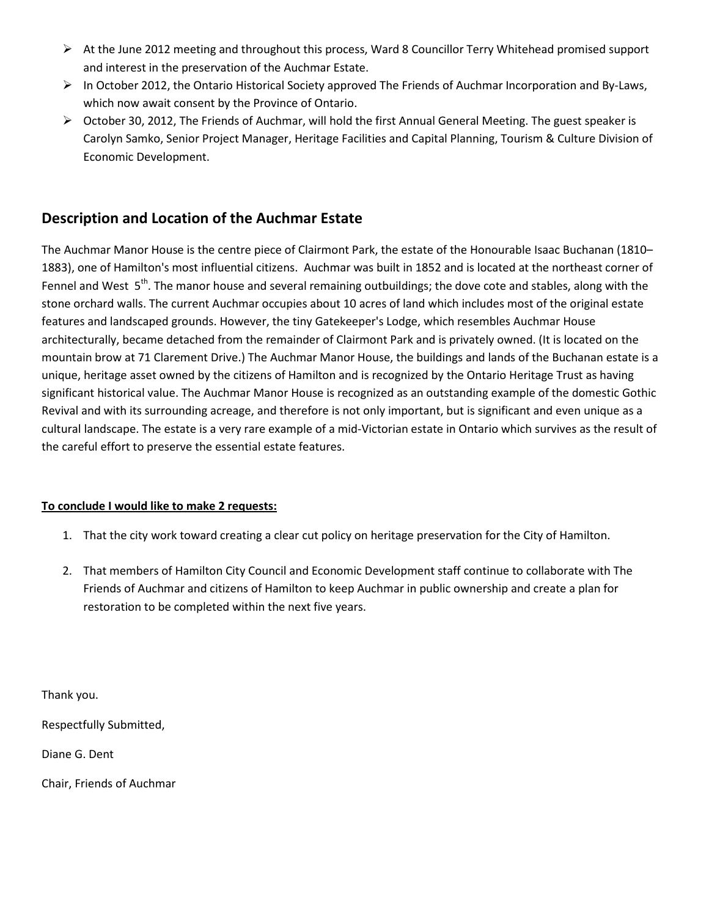- At the June 2012 meeting and throughout this process, Ward 8 Councillor Terry Whitehead promised support and interest in the preservation of the Auchmar Estate.
- In October 2012, the Ontario Historical Society approved The Friends of Auchmar Incorporation and By-Laws, which now await consent by the Province of Ontario.
- October 30, 2012, The Friends of Auchmar, will hold the first Annual General Meeting. The guest speaker is Carolyn Samko, Senior Project Manager, Heritage Facilities and Capital Planning, Tourism & Culture Division of Economic Development.

## Description and Location of the Auchmar Estate

The Auchmar Manor House is the centre piece of Clairmont Park, the estate of the Honourable Isaac Buchanan (1810–1883), one of Hamilton's most influential citizens. Auchmar was built in 1852 and is located at the northeast corner of Fennel and West 5th. The manor house and several remaining outbuildings; the dove cote and stables, along with the stone orchard walls. The current Auchmar occupies about 10 acres of land which includes most of the original estate features and landscaped grounds. However, the tiny Gatekeeper's Lodge, which resembles Auchmar House architecturally, became detached from the remainder of Clairmont Park and is privately owned. (It is located on the mountain brow at 71 Clarement Drive.) The Auchmar Manor House, the buildings and lands of the Buchanan estate is a unique, heritage asset owned by the citizens of Hamilton and is recognized by the Ontario Heritage Trust as having significant historical value. The Auchmar Manor House is recognized as an outstanding example of the domestic Gothic Revival and with its surrounding acreage, and therefore is not only important, but is significant and even unique as a cultural landscape. The estate is a very rare example of a mid-Victorian estate in Ontario which survives as the result of the careful effort to preserve the essential estate features.

**To conclude I would like to make 2 requests:**

1. That the city work toward creating a clear cut policy on heritage preservation for the City of Hamilton.
2. That members of Hamilton City Council and Economic Development staff continue to collaborate with The Friends of Auchmar and citizens of Hamilton to keep Auchmar in public ownership and create a plan for restoration to be completed within the next five years.

Thank you.

Respectfully Submitted,

Diane G. Dent

Chair, Friends of Auchmar